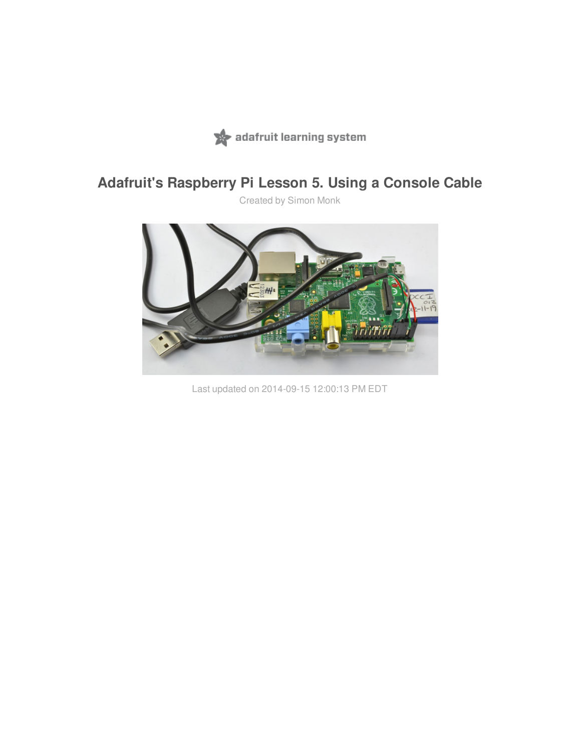adafruit learning system

# Adafruit's Raspberry Pi Lesson 5. Using a Console Cable

Created by Simon Monk

Last updated on 2014-09-15 12:00:13 PM EDT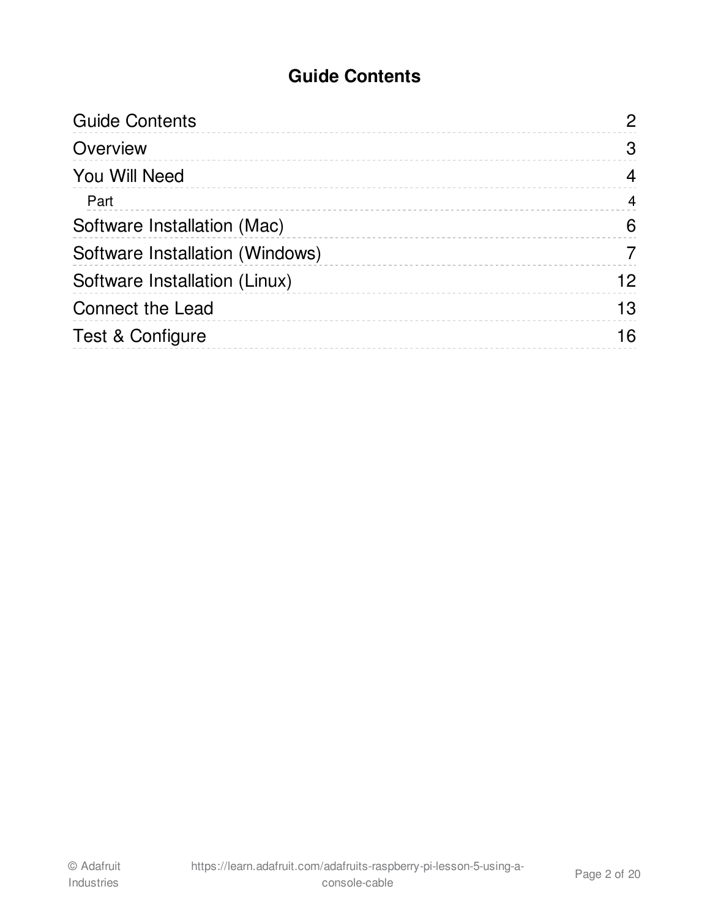## Guide Contents

| | |
|---|---|
| Guide Contents | 2 |
| Overview | 3 |
| You Will Need | 4 |
| Part | 4 |
| Software Installation (Mac) | 6 |
| Software Installation (Windows) | 7 |
| Software Installation (Linux) | 12 |
| Connect the Lead | 13 |
| Test & Configure | 16 |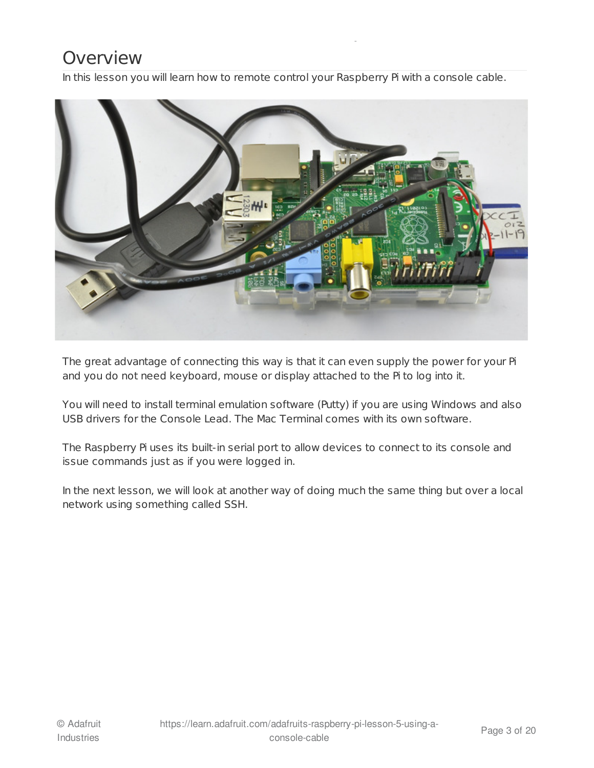# Overview

In this lesson you will learn how to remote control your Raspberry Pi with a console cable.

The great advantage of connecting this way is that it can even supply the power for your Pi and you do not need keyboard, mouse or display attached to the Pi to log into it.

You will need to install terminal emulation software (Putty) if you are using Windows and also USB drivers for the Console Lead. The Mac Terminal comes with its own software.

The Raspberry Pi uses its built-in serial port to allow devices to connect to its console and issue commands just as if you were logged in.

In the next lesson, we will look at another way of doing much the same thing but over a local network using something called SSH.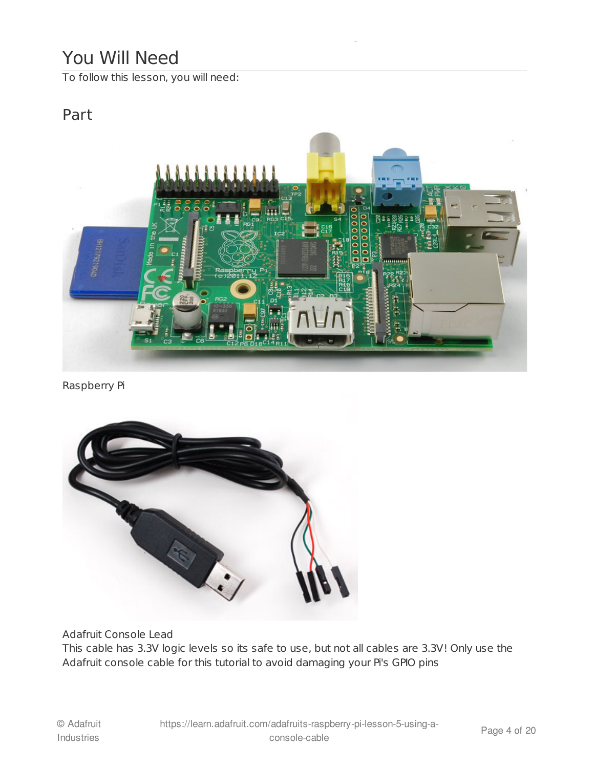# You Will Need

To follow this lesson, you will need:

## Part

Raspberry Pi

Adafruit Console Lead

This cable has 3.3V logic levels so its safe to use, but not all cables are 3.3V! Only use the Adafruit console cable for this tutorial to avoid damaging your Pi's GPIO pins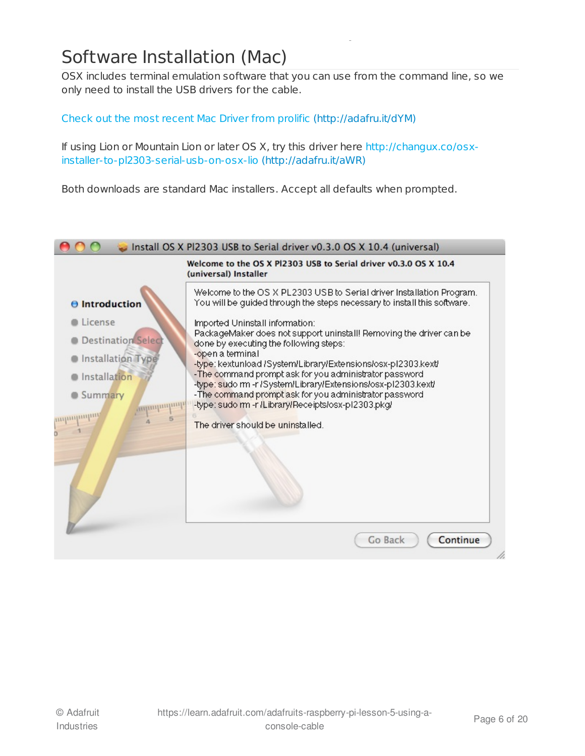# Software Installation (Mac)

OSX includes terminal emulation software that you can use from the command line, so we only need to install the USB drivers for the cable.

Check out the most recent Mac Driver from prolific (http://adafru.it/dYM)

If using Lion or Mountain Lion or later OS X, try this driver here http://changux.co/osx-installer-to-pl2303-serial-usb-on-osx-lio (http://adafru.it/aWR)

Both downloads are standard Mac installers. Accept all defaults when prompted.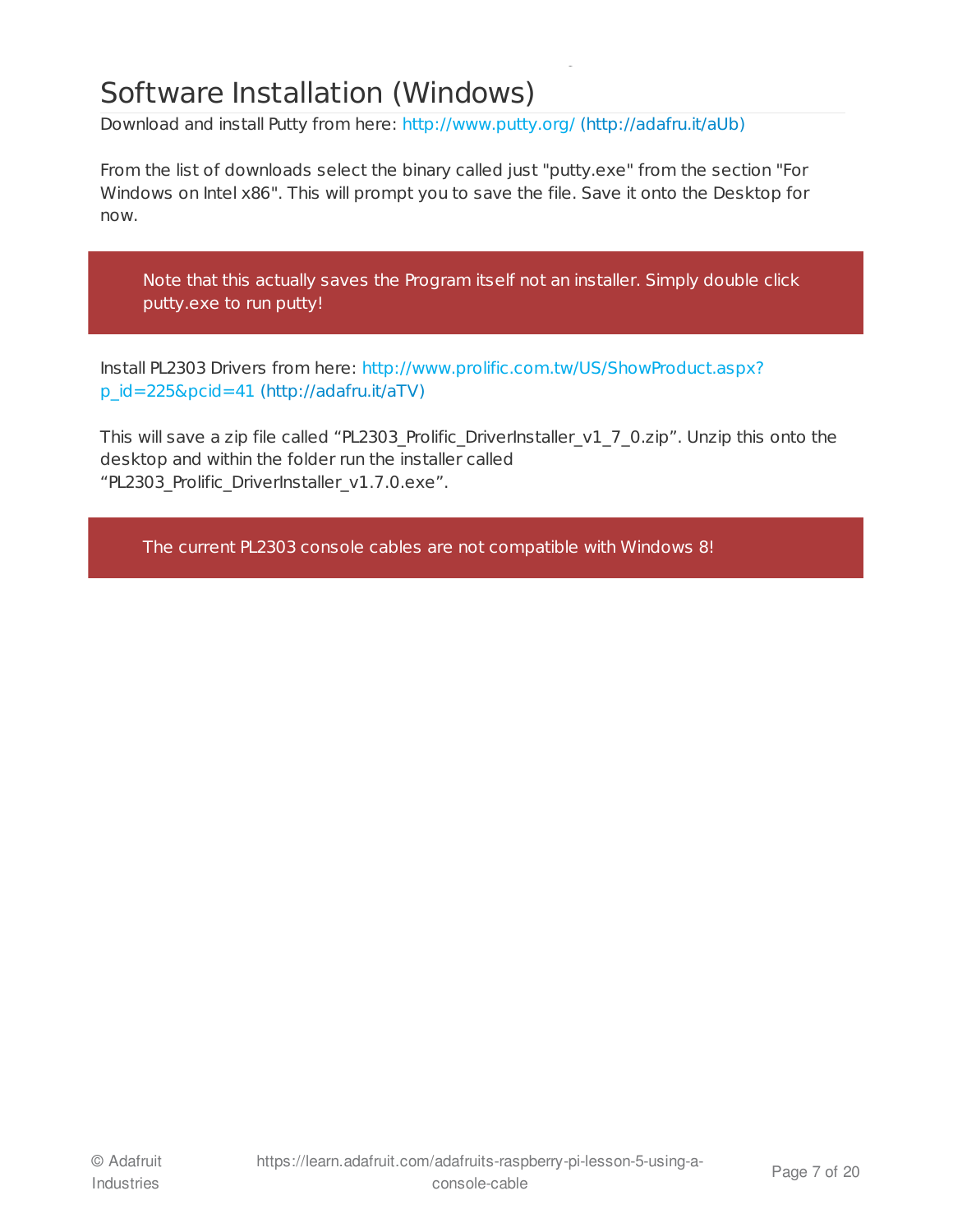# Software Installation (Windows)

Download and install Putty from here: http://www.putty.org/ (http://adafru.it/aUb)

From the list of downloads select the binary called just "putty.exe" from the section "For Windows on Intel x86". This will prompt you to save the file. Save it onto the Desktop for now.

> Note that this actually saves the Program itself not an installer. Simply double click putty.exe to run putty!

Install PL2303 Drivers from here: http://www.prolific.com.tw/US/ShowProduct.aspx?p_id=225&pcid=41 (http://adafru.it/aTV)

This will save a zip file called “PL2303_Prolific_DriverInstaller_v1_7_0.zip”. Unzip this onto the desktop and within the folder run the installer called “PL2303_Prolific_DriverInstaller_v1.7.0.exe”.

> The current PL2303 console cables are not compatible with Windows 8!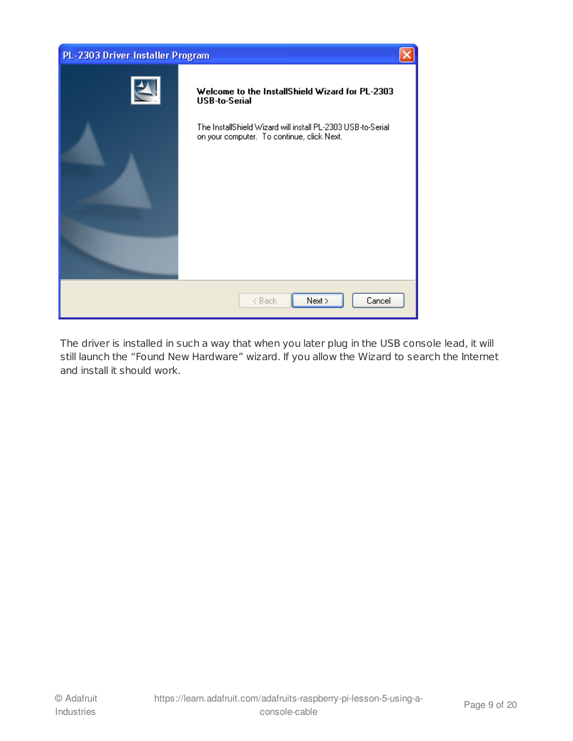The driver is installed in such a way that when you later plug in the USB console lead, it will still launch the “Found New Hardware” wizard. If you allow the Wizard to search the Internet and install it should work.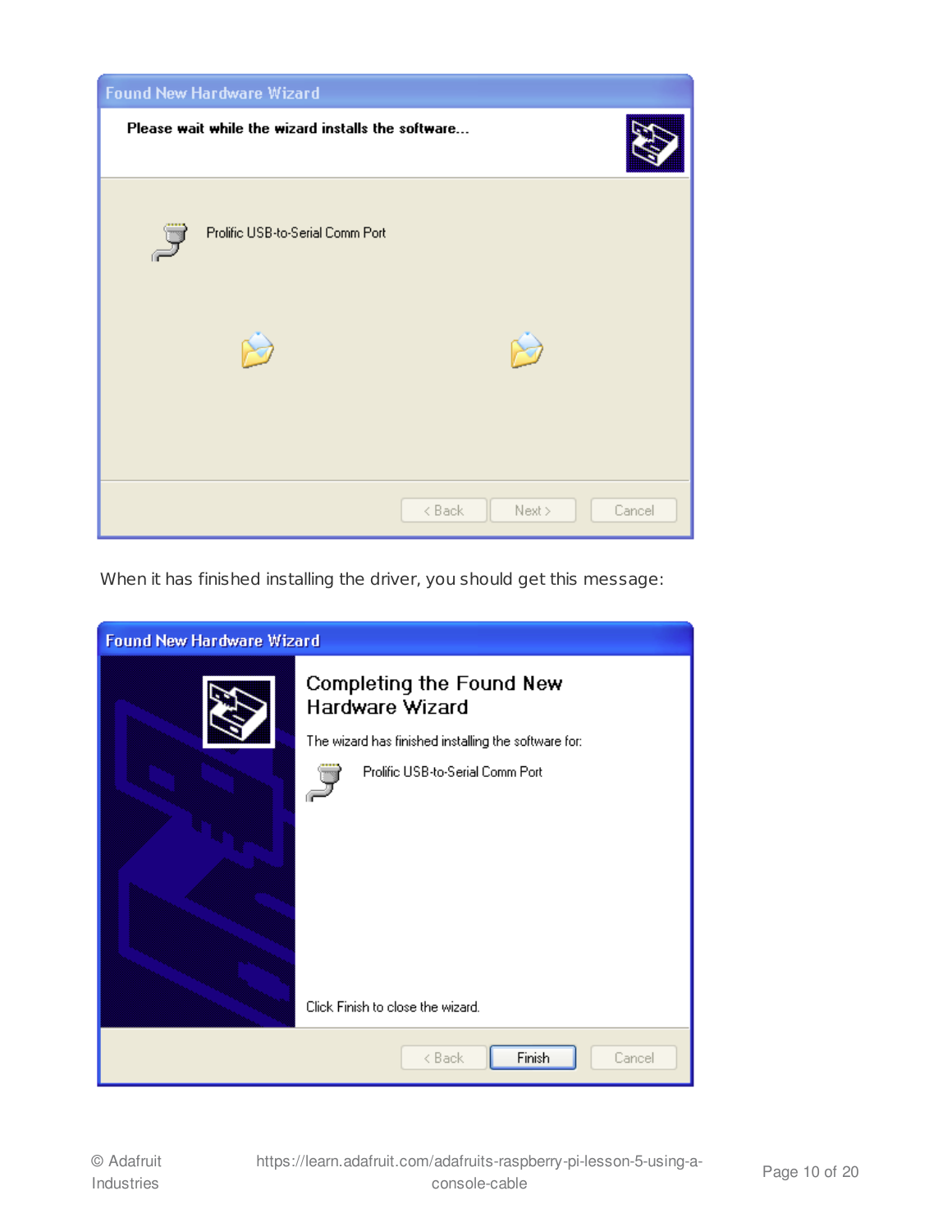When it has finished installing the driver, you should get this message: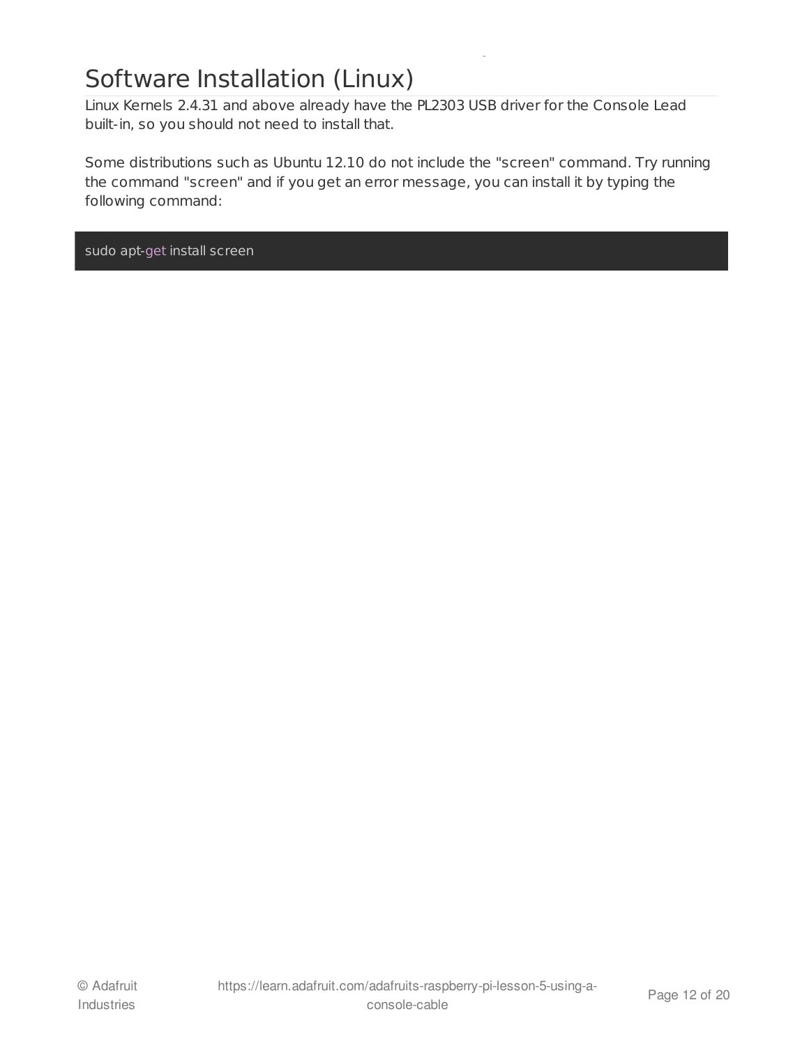# Software Installation (Linux)

Linux Kernels 2.4.31 and above already have the PL2303 USB driver for the Console Lead built-in, so you should not need to install that.

Some distributions such as Ubuntu 12.10 do not include the "screen" command. Try running the command "screen" and if you get an error message, you can install it by typing the following command:

```
sudo apt-get install screen
```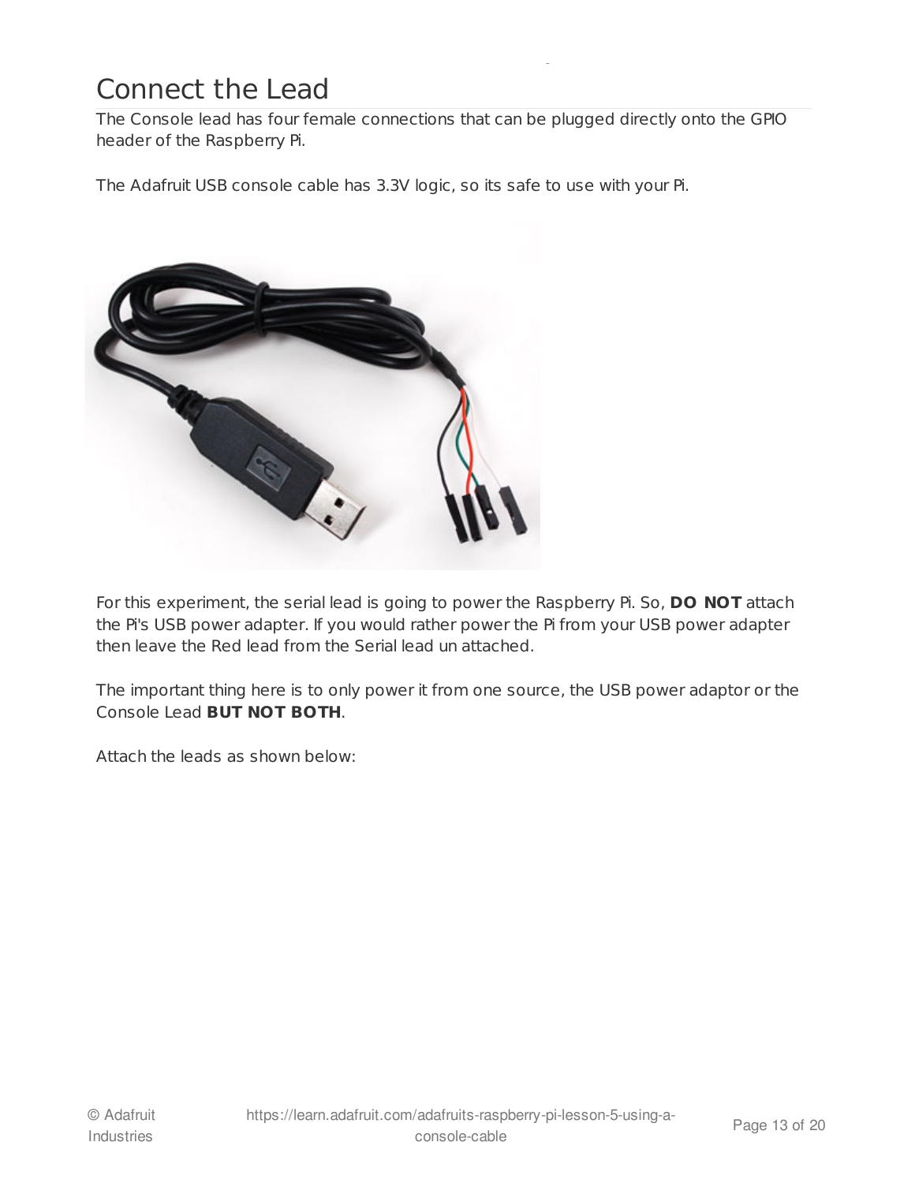# Connect the Lead

The Console lead has four female connections that can be plugged directly onto the GPIO header of the Raspberry Pi.

The Adafruit USB console cable has 3.3V logic, so its safe to use with your Pi.

For this experiment, the serial lead is going to power the Raspberry Pi. So, **DO NOT** attach the Pi's USB power adapter. If you would rather power the Pi from your USB power adapter then leave the Red lead from the Serial lead un attached.

The important thing here is to only power it from one source, the USB power adaptor or the Console Lead **BUT NOT BOTH**.

Attach the leads as shown below: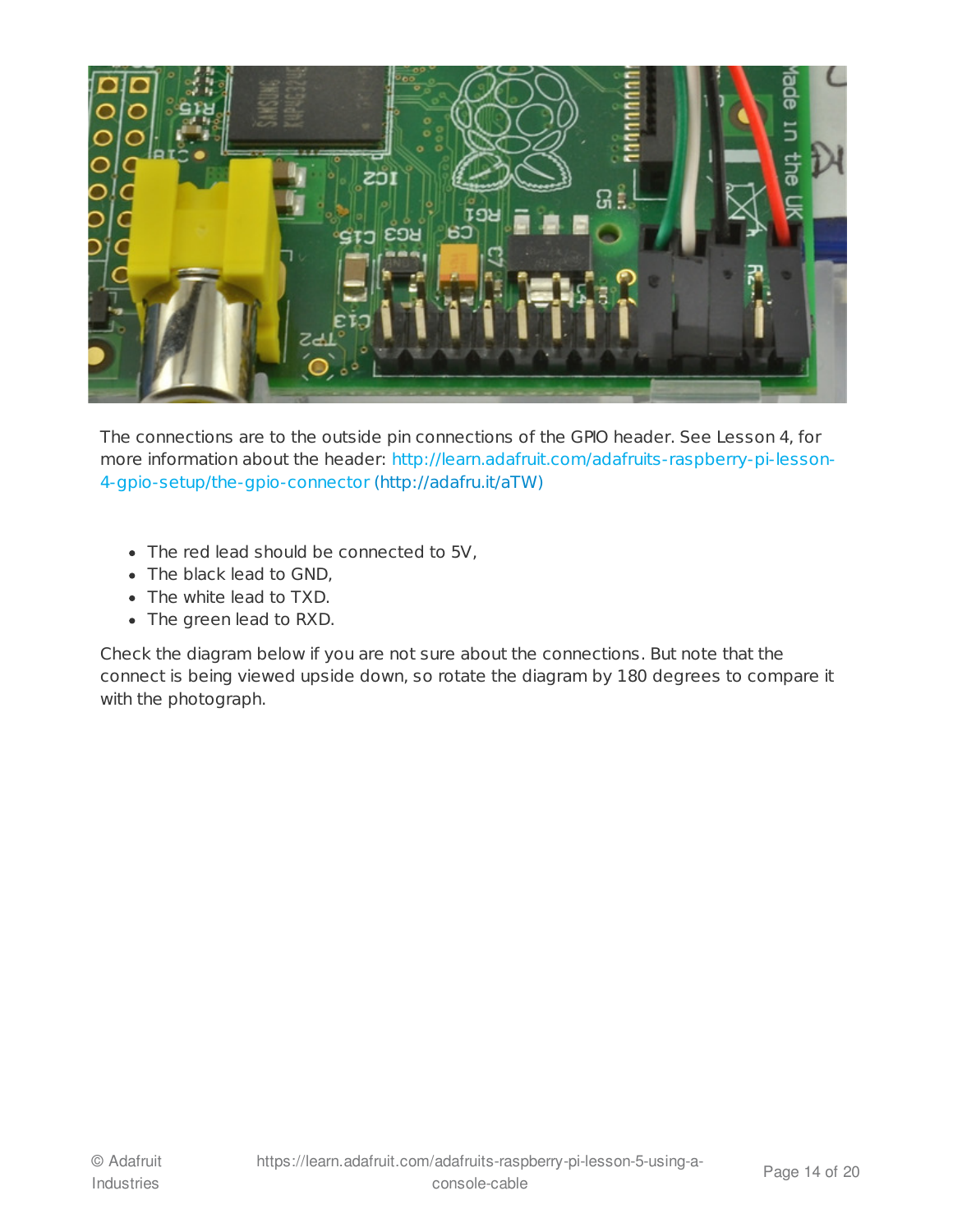The connections are to the outside pin connections of the GPIO header. See Lesson 4, for more information about the header: http://learn.adafruit.com/adafruits-raspberry-pi-lesson-4-gpio-setup/the-gpio-connector (http://adafru.it/aTW)

- The red lead should be connected to 5V,
- The black lead to GND,
- The white lead to TXD.
- The green lead to RXD.

Check the diagram below if you are not sure about the connections. But note that the connect is being viewed upside down, so rotate the diagram by 180 degrees to compare it with the photograph.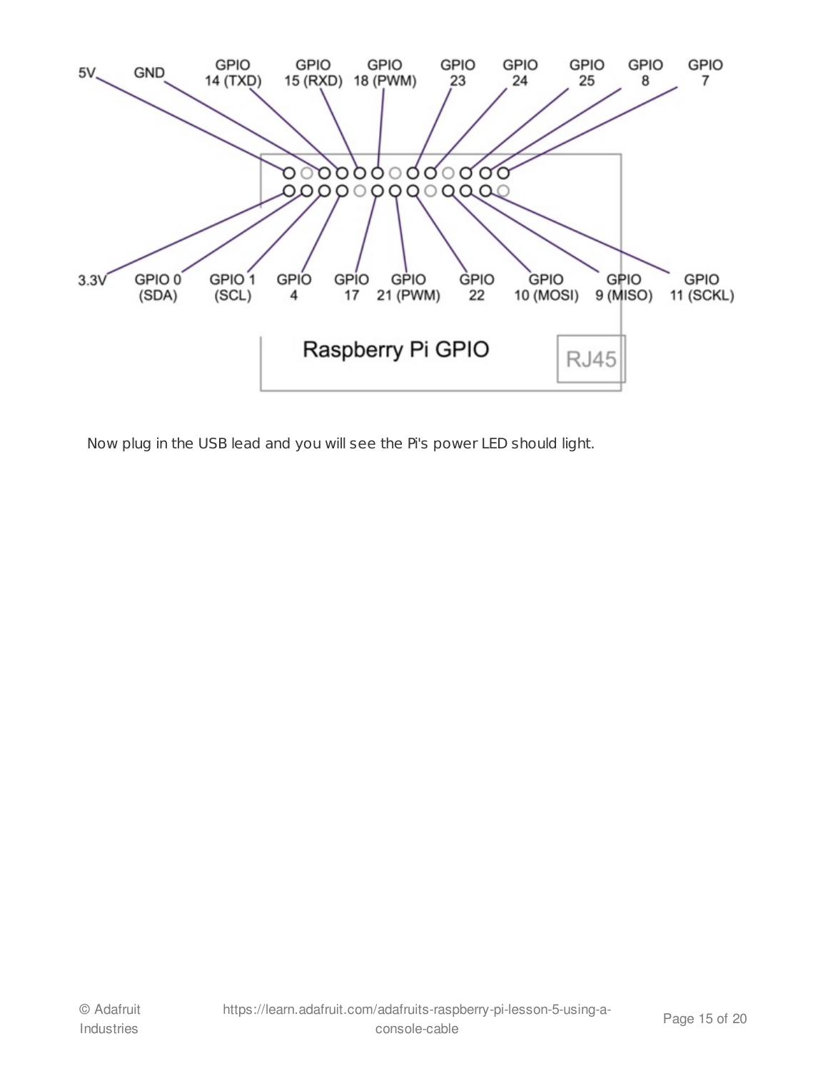5V GND GPIO 14 (TXD) GPIO 15 (RXD) GPIO 18 (PWM) GPIO 23 GPIO 24 GPIO 25 GPIO 8 GPIO 7

3.3V GPIO 0 (SDA) GPIO 1 (SCL) GPIO 4 GPIO 17 GPIO 21 (PWM) GPIO 22 GPIO 10 (MOSI) GPIO 9 (MISO) GPIO 11 (SCKL)

Raspberry Pi GPIO

RJ45

Now plug in the USB lead and you will see the Pi's power LED should light.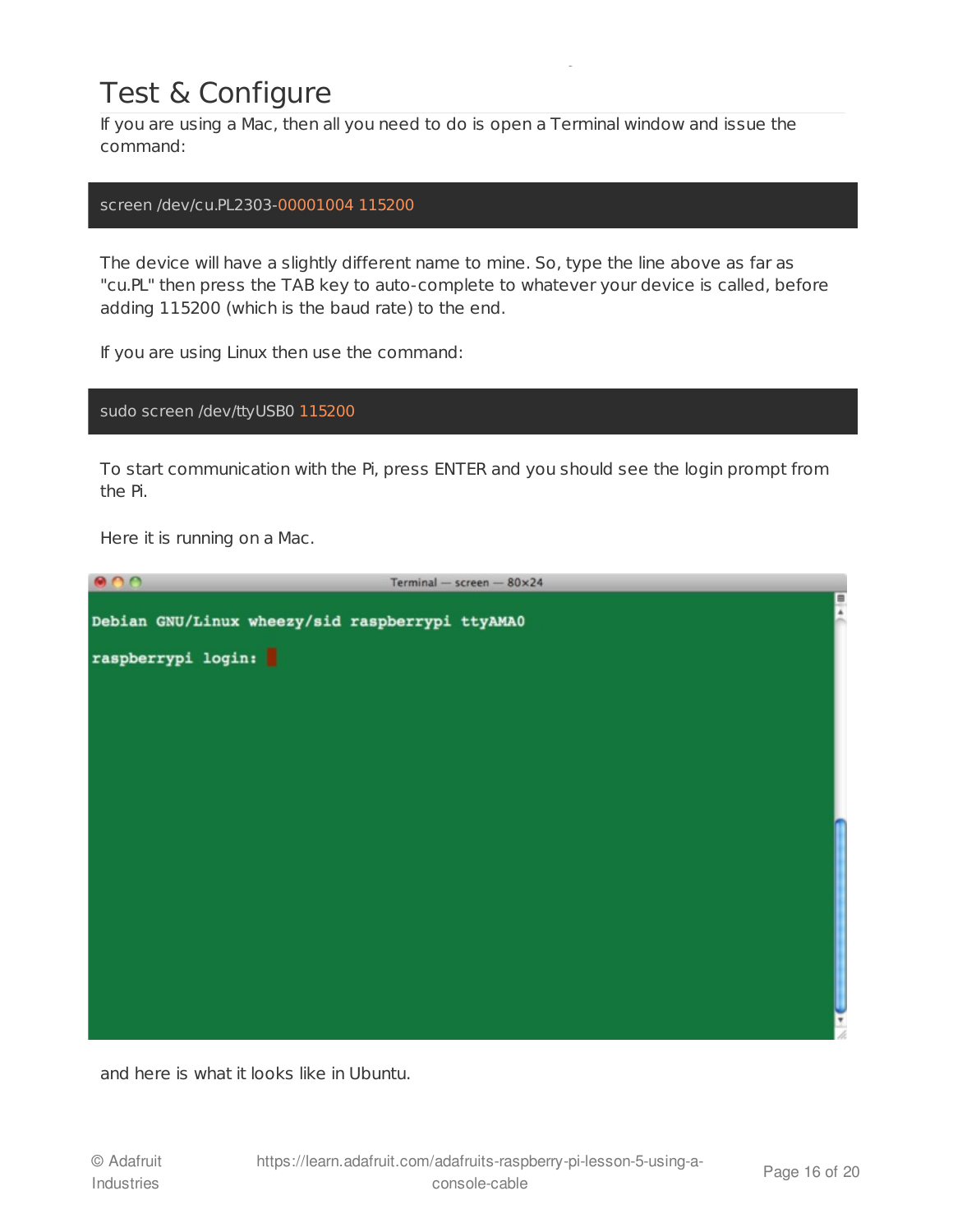# Test & Configure

If you are using a Mac, then all you need to do is open a Terminal window and issue the command:

```
screen /dev/cu.PL2303-00001004 115200
```

The device will have a slightly different name to mine. So, type the line above as far as "cu.PL" then press the TAB key to auto-complete to whatever your device is called, before adding 115200 (which is the baud rate) to the end.

If you are using Linux then use the command:

```
sudo screen /dev/ttyUSB0 115200
```

To start communication with the Pi, press ENTER and you should see the login prompt from the Pi.

Here it is running on a Mac.

```
Debian GNU/Linux wheezy/sid raspberrypi ttyAMA0

raspberrypi login:
```

and here is what it looks like in Ubuntu.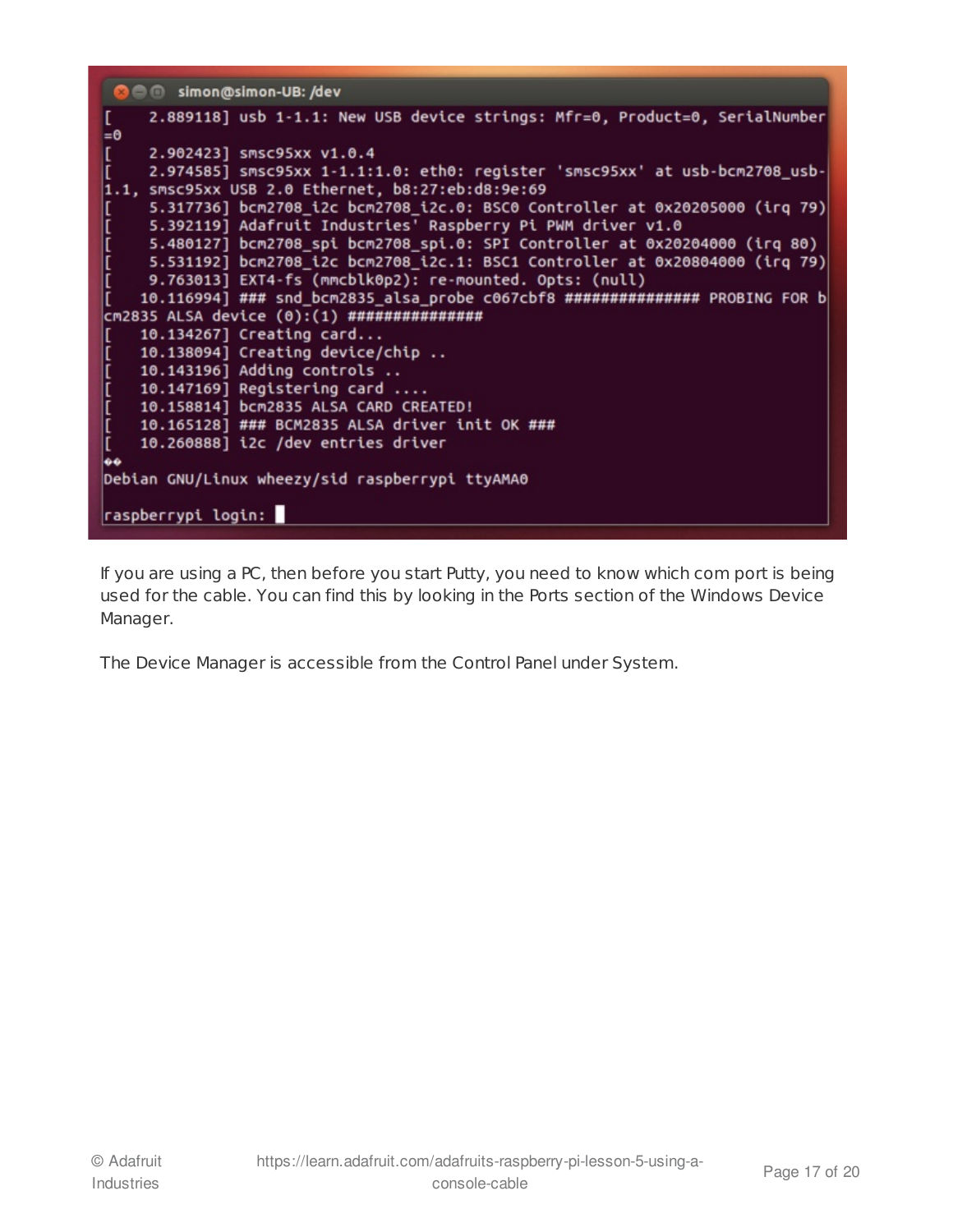```
simon@simon-UB: /dev
[    2.889118] usb 1-1.1: New USB device strings: Mfr=0, Product=0, SerialNumber
=0
[    2.902423] smsc95xx v1.0.4
[    2.974585] smsc95xx 1-1.1:1.0: eth0: register 'smsc95xx' at usb-bcm2708_usb-
1.1, smsc95xx USB 2.0 Ethernet, b8:27:eb:d8:9e:69
[    5.317736] bcm2708_i2c bcm2708_i2c.0: BSC0 Controller at 0x20205000 (irq 79)
[    5.392119] Adafruit Industries' Raspberry Pi PWM driver v1.0
[    5.480127] bcm2708_spi bcm2708_spi.0: SPI Controller at 0x20204000 (irq 80)
[    5.531192] bcm2708_i2c bcm2708_i2c.1: BSC1 Controller at 0x20804000 (irq 79)
[    9.763013] EXT4-fs (mmcblk0p2): re-mounted. Opts: (null)
[   10.116994] ### snd_bcm2835_alsa_probe c067cbf8 ############### PROBING FOR b
cm2835 ALSA device (0):(1) ###############
[   10.134267] Creating card...
[   10.138094] Creating device/chip ..
[   10.143196] Adding controls ..
[   10.147169] Registering card ....
[   10.158814] bcm2835 ALSA CARD CREATED!
[   10.165128] ### BCM2835 ALSA driver init OK ###
[   10.260888] i2c /dev entries driver
��
Debian GNU/Linux wheezy/sid raspberrypi ttyAMA0

raspberrypi login: 
```

If you are using a PC, then before you start Putty, you need to know which com port is being used for the cable. You can find this by looking in the Ports section of the Windows Device Manager.

The Device Manager is accessible from the Control Panel under System.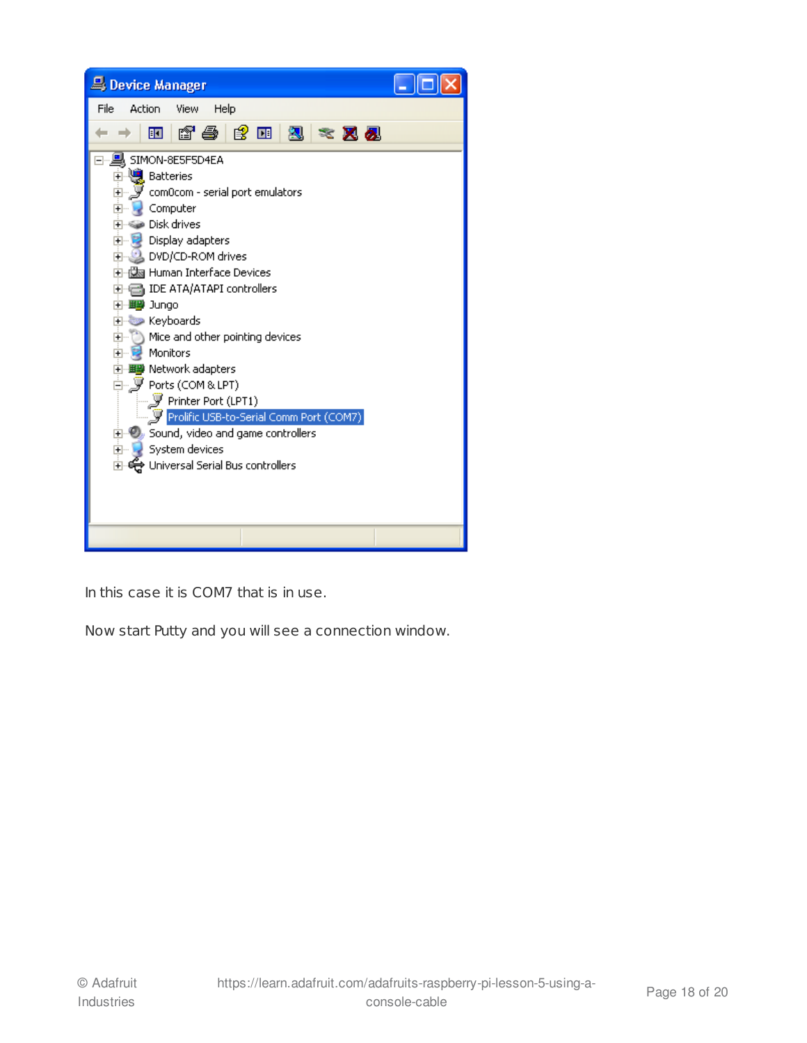In this case it is COM7 that is in use.

Now start Putty and you will see a connection window.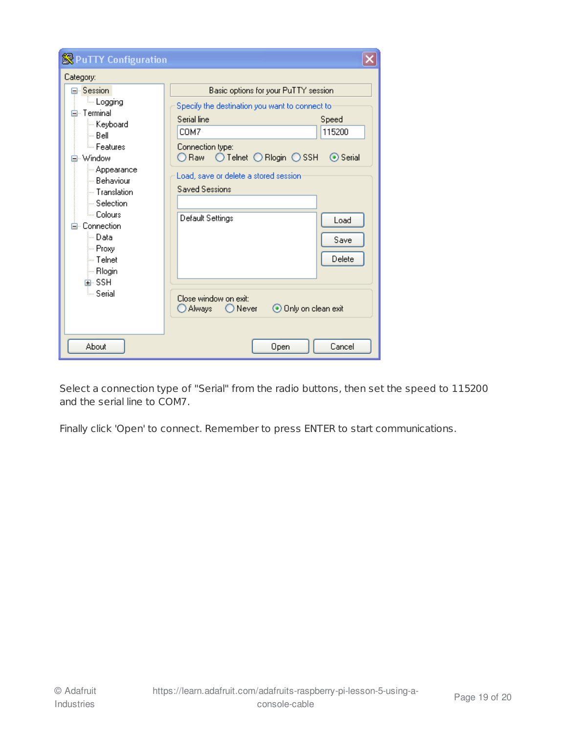Select a connection type of "Serial" from the radio buttons, then set the speed to 115200 and the serial line to COM7.

Finally click 'Open' to connect. Remember to press ENTER to start communications.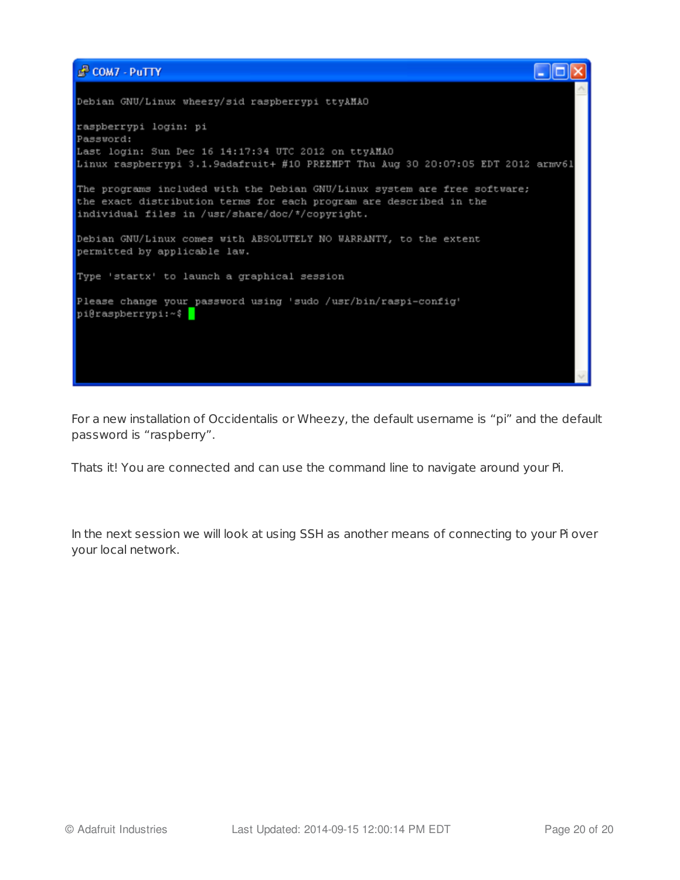```
COM7 - PuTTY

Debian GNU/Linux wheezy/sid raspberrypi ttyAMA0

raspberrypi login: pi
Password:
Last login: Sun Dec 16 14:17:34 UTC 2012 on ttyAMA0
Linux raspberrypi 3.1.9adafruit+ #10 PREEMPT Thu Aug 30 20:07:05 EDT 2012 armv6l

The programs included with the Debian GNU/Linux system are free software;
the exact distribution terms for each program are described in the
individual files in /usr/share/doc/*/copyright.

Debian GNU/Linux comes with ABSOLUTELY NO WARRANTY, to the extent
permitted by applicable law.

Type 'startx' to launch a graphical session

Please change your password using 'sudo /usr/bin/raspi-config'
pi@raspberrypi:~$
```

For a new installation of Occidentalis or Wheezy, the default username is “pi” and the default password is “raspberry”.

Thats it! You are connected and can use the command line to navigate around your Pi.

In the next session we will look at using SSH as another means of connecting to your Pi over your local network.